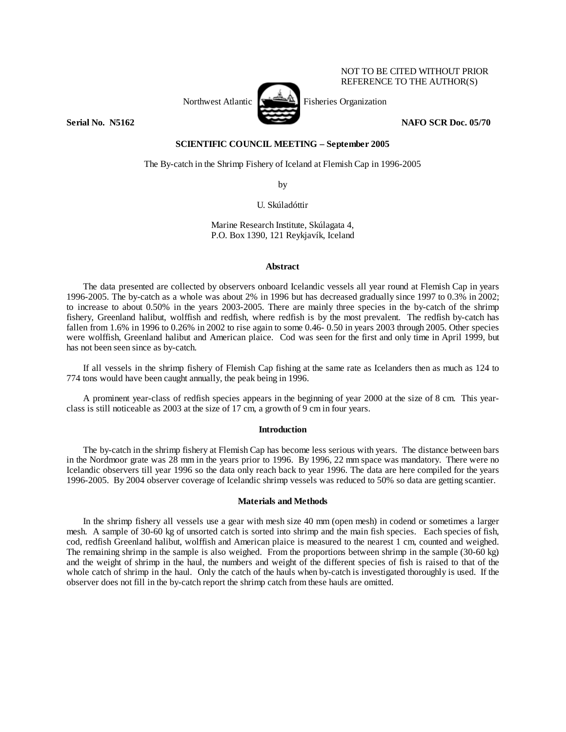NOT TO BE CITED WITHOUT PRIOR REFERENCE TO THE AUTHOR(S)

Northwest Atlantic Fisheries Organization

**Serial No. N5162** **NAFO SCR Doc. 05/70**

**SCIENTIFIC COUNCIL MEETING – September 2005**

The By-catch in the Shrimp Fishery of Iceland at Flemish Cap in 1996-2005

by

U. Skúladóttir

Marine Research Institute, Skúlagata 4,
P.O. Box 1390, 121 Reykjavík, Iceland

## Abstract

The data presented are collected by observers onboard Icelandic vessels all year round at Flemish Cap in years 1996-2005. The by-catch as a whole was about 2% in 1996 but has decreased gradually since 1997 to 0.3% in 2002; to increase to about 0.50% in the years 2003-2005. There are mainly three species in the by-catch of the shrimp fishery, Greenland halibut, wolffish and redfish, where redfish is by the most prevalent. The redfish by-catch has fallen from 1.6% in 1996 to 0.26% in 2002 to rise again to some 0.46- 0.50 in years 2003 through 2005. Other species were wolffish, Greenland halibut and American plaice. Cod was seen for the first and only time in April 1999, but has not been seen since as by-catch.

If all vessels in the shrimp fishery of Flemish Cap fishing at the same rate as Icelanders then as much as 124 to 774 tons would have been caught annually, the peak being in 1996.

A prominent year-class of redfish species appears in the beginning of year 2000 at the size of 8 cm. This year-class is still noticeable as 2003 at the size of 17 cm, a growth of 9 cm in four years.

## Introduction

The by-catch in the shrimp fishery at Flemish Cap has become less serious with years. The distance between bars in the Nordmoor grate was 28 mm in the years prior to 1996. By 1996, 22 mm space was mandatory. There were no Icelandic observers till year 1996 so the data only reach back to year 1996. The data are here compiled for the years 1996-2005. By 2004 observer coverage of Icelandic shrimp vessels was reduced to 50% so data are getting scantier.

## Materials and Methods

In the shrimp fishery all vessels use a gear with mesh size 40 mm (open mesh) in codend or sometimes a larger mesh. A sample of 30-60 kg of unsorted catch is sorted into shrimp and the main fish species. Each species of fish, cod, redfish Greenland halibut, wolffish and American plaice is measured to the nearest 1 cm, counted and weighed. The remaining shrimp in the sample is also weighed. From the proportions between shrimp in the sample (30-60 kg) and the weight of shrimp in the haul, the numbers and weight of the different species of fish is raised to that of the whole catch of shrimp in the haul. Only the catch of the hauls when by-catch is investigated thoroughly is used. If the observer does not fill in the by-catch report the shrimp catch from these hauls are omitted.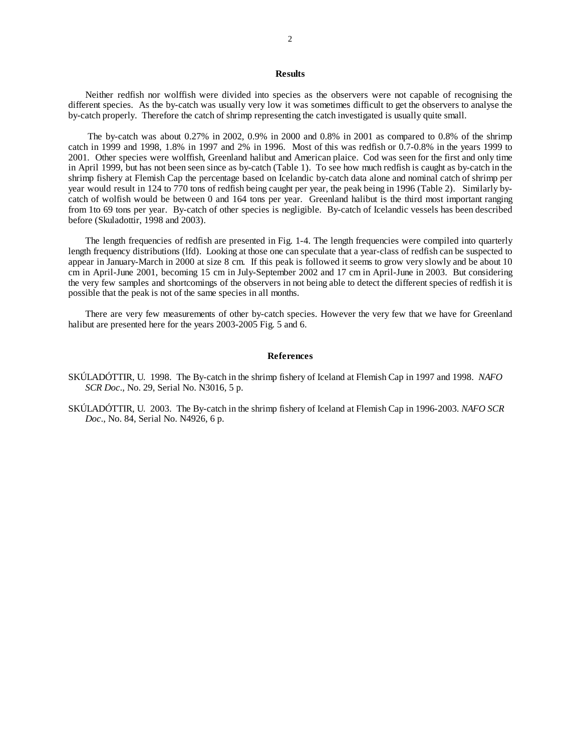## Results

Neither redfish nor wolffish were divided into species as the observers were not capable of recognising the different species. As the by-catch was usually very low it was sometimes difficult to get the observers to analyse the by-catch properly. Therefore the catch of shrimp representing the catch investigated is usually quite small.

The by-catch was about 0.27% in 2002, 0.9% in 2000 and 0.8% in 2001 as compared to 0.8% of the shrimp catch in 1999 and 1998, 1.8% in 1997 and 2% in 1996. Most of this was redfish or 0.7-0.8% in the years 1999 to 2001. Other species were wolffish, Greenland halibut and American plaice. Cod was seen for the first and only time in April 1999, but has not been seen since as by-catch (Table 1). To see how much redfish is caught as by-catch in the shrimp fishery at Flemish Cap the percentage based on Icelandic by-catch data alone and nominal catch of shrimp per year would result in 124 to 770 tons of redfish being caught per year, the peak being in 1996 (Table 2). Similarly by-catch of wolfish would be between 0 and 164 tons per year. Greenland halibut is the third most important ranging from 1to 69 tons per year. By-catch of other species is negligible. By-catch of Icelandic vessels has been described before (Skuladottir, 1998 and 2003).

The length frequencies of redfish are presented in Fig. 1-4. The length frequencies were compiled into quarterly length frequency distributions (lfd). Looking at those one can speculate that a year-class of redfish can be suspected to appear in January-March in 2000 at size 8 cm. If this peak is followed it seems to grow very slowly and be about 10 cm in April-June 2001, becoming 15 cm in July-September 2002 and 17 cm in April-June in 2003. But considering the very few samples and shortcomings of the observers in not being able to detect the different species of redfish it is possible that the peak is not of the same species in all months.

There are very few measurements of other by-catch species. However the very few that we have for Greenland halibut are presented here for the years 2003-2005 Fig. 5 and 6.

## References

SKÚLADÓTTIR, U. 1998. The By-catch in the shrimp fishery of Iceland at Flemish Cap in 1997 and 1998. *NAFO SCR Doc*., No. 29, Serial No. N3016, 5 p.

SKÚLADÓTTIR, U. 2003. The By-catch in the shrimp fishery of Iceland at Flemish Cap in 1996-2003. *NAFO SCR Doc*., No. 84, Serial No. N4926, 6 p.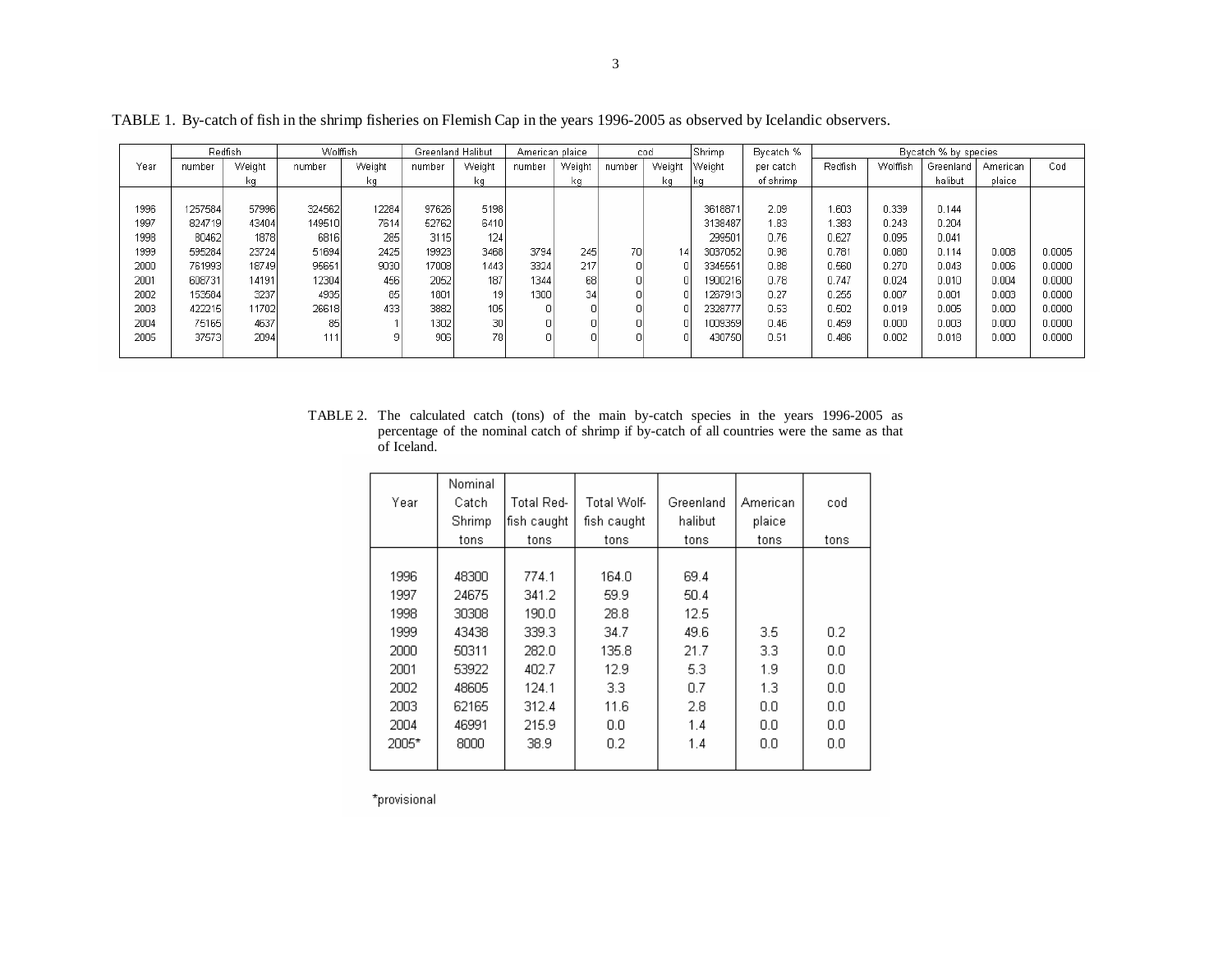TABLE 1. By-catch of fish in the shrimp fisheries on Flemish Cap in the years 1996-2005 as observed by Icelandic observers.

| Year | Redfish | | Wolffish | | Greenland Halibut | | American plaice | | cod | | Shrimp | Bycatch % | Bycatch % by species | | | | |
|---|---|---|---|---|---|---|---|---|---|---|---|---|---|---|---|---|---|
| | number | Weight kg | number | Weight kg | number | Weight kg | number | Weight kg | number | Weight kg | Weight kg | per catch of shrimp | Redfish | Wolffish | Greenland halibut | American plaice | Cod |
| 1996 | 1257584 | 57996 | 324562 | 12284 | 97626 | 5198 | | | | | 3618871 | 2.09 | 1.603 | 0.339 | 0.144 | | |
| 1997 | 824719 | 43404 | 149510 | 7614 | 52762 | 6410 | | | | | 3138487 | 1.83 | 1.383 | 0.243 | 0.204 | | |
| 1998 | 80462 | 1878 | 6816 | 285 | 3115 | 124 | | | | | 299501 | 0.76 | 0.627 | 0.095 | 0.041 | | |
| 1999 | 595284 | 23724 | 51694 | 2425 | 19923 | 3468 | 3794 | 245 | 70 | 14 | 3037052 | 0.98 | 0.781 | 0.080 | 0.114 | 0.008 | 0.0005 |
| 2000 | 761993 | 18749 | 95651 | 9030 | 17008 | 1443 | 3324 | 217 | 0 | 0 | 3345551 | 0.88 | 0.560 | 0.270 | 0.043 | 0.006 | 0.0000 |
| 2001 | 606731 | 14191 | 12304 | 456 | 2052 | 187 | 1344 | 68 | 0 | 0 | 1900216 | 0.78 | 0.747 | 0.024 | 0.010 | 0.004 | 0.0000 |
| 2002 | 153584 | 3237 | 4935 | 85 | 1801 | 19 | 1300 | 34 | 0 | 0 | 1267913 | 0.27 | 0.255 | 0.007 | 0.001 | 0.003 | 0.0000 |
| 2003 | 422215 | 11702 | 26618 | 433 | 3882 | 105 | 0 | 0 | 0 | 0 | 2328777 | 0.53 | 0.502 | 0.019 | 0.005 | 0.000 | 0.0000 |
| 2004 | 75165 | 4637 | 85 | 1 | 1302 | 30 | 0 | 0 | 0 | 0 | 1009359 | 0.46 | 0.459 | 0.000 | 0.003 | 0.000 | 0.0000 |
| 2005 | 37573 | 2094 | 111 | 9 | 906 | 78 | 0 | 0 | 0 | 0 | 430750 | 0.51 | 0.486 | 0.002 | 0.018 | 0.000 | 0.0000 |

TABLE 2. The calculated catch (tons) of the main by-catch species in the years 1996-2005 as percentage of the nominal catch of shrimp if by-catch of all countries were the same as that of Iceland.

| Year | Nominal Catch Shrimp tons | Total Red-fish caught tons | Total Wolf-fish caught tons | Greenland halibut tons | American plaice tons | cod tons |
|---|---|---|---|---|---|---|
| 1996 | 48300 | 774.1 | 164.0 | 69.4 | | |
| 1997 | 24675 | 341.2 | 59.9 | 50.4 | | |
| 1998 | 30308 | 190.0 | 28.8 | 12.5 | | |
| 1999 | 43438 | 339.3 | 34.7 | 49.6 | 3.5 | 0.2 |
| 2000 | 50311 | 282.0 | 135.8 | 21.7 | 3.3 | 0.0 |
| 2001 | 53922 | 402.7 | 12.9 | 5.3 | 1.9 | 0.0 |
| 2002 | 48605 | 124.1 | 3.3 | 0.7 | 1.3 | 0.0 |
| 2003 | 62165 | 312.4 | 11.6 | 2.8 | 0.0 | 0.0 |
| 2004 | 46991 | 215.9 | 0.0 | 1.4 | 0.0 | 0.0 |
| 2005* | 8000 | 38.9 | 0.2 | 1.4 | 0.0 | 0.0 |

*provisional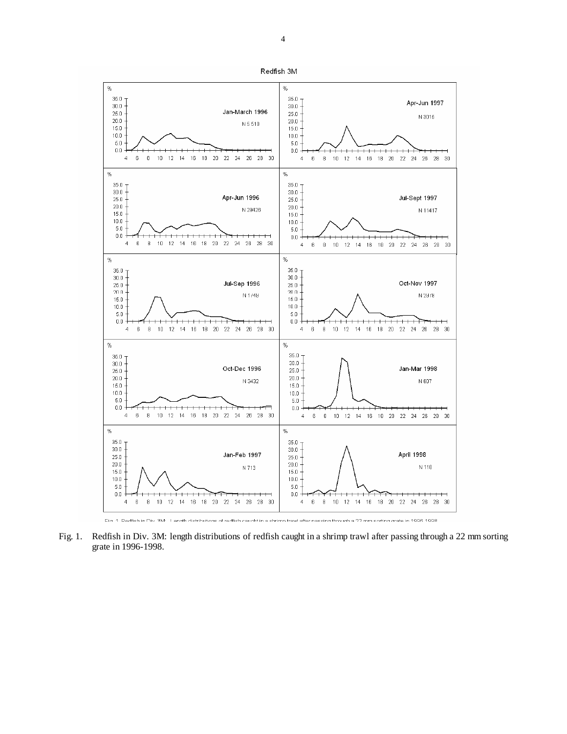Fig. 1. Redfish in Div. 3M: length distributions of redfish caught in a shrimp trawl after passing through a 22 mm sorting grate in 1996-1998.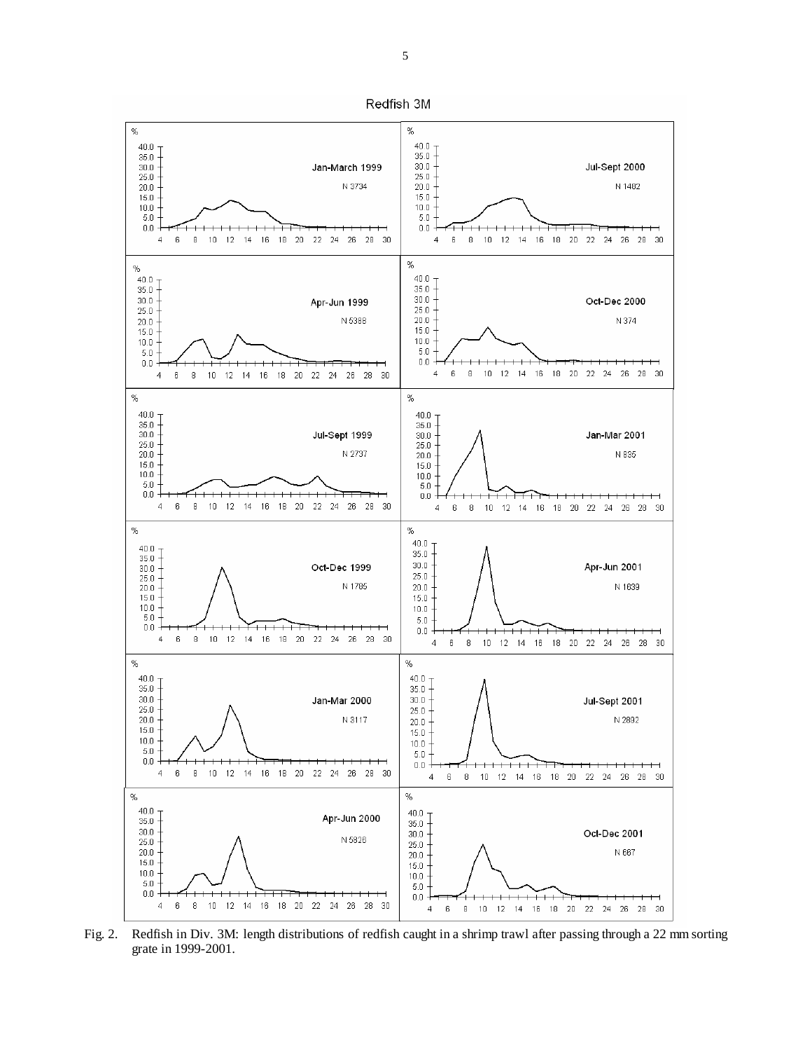Redfish 3M

Fig. 2. Redfish in Div. 3M: length distributions of redfish caught in a shrimp trawl after passing through a 22 mm sorting grate in 1999-2001.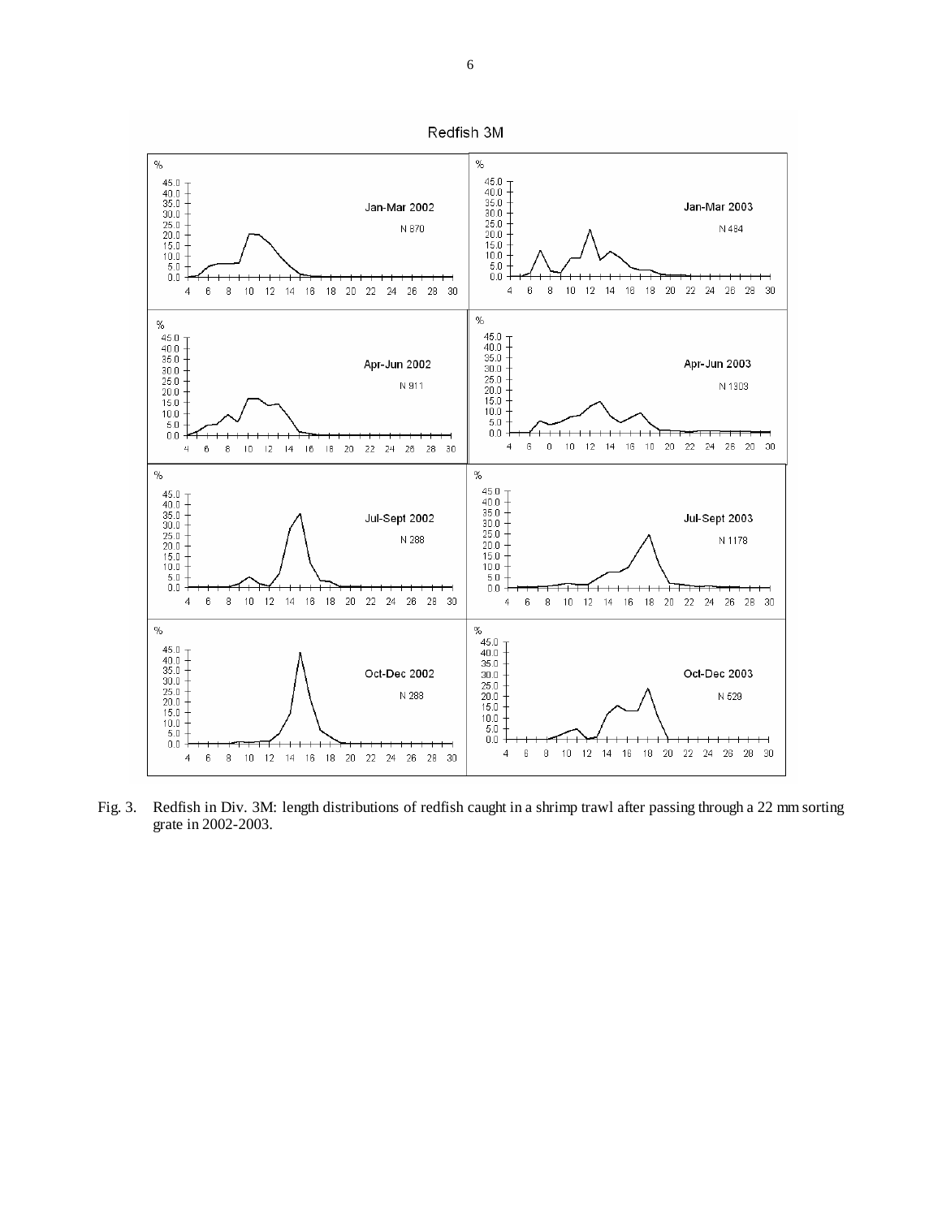Fig. 3. Redfish in Div. 3M: length distributions of redfish caught in a shrimp trawl after passing through a 22 mm sorting grate in 2002-2003.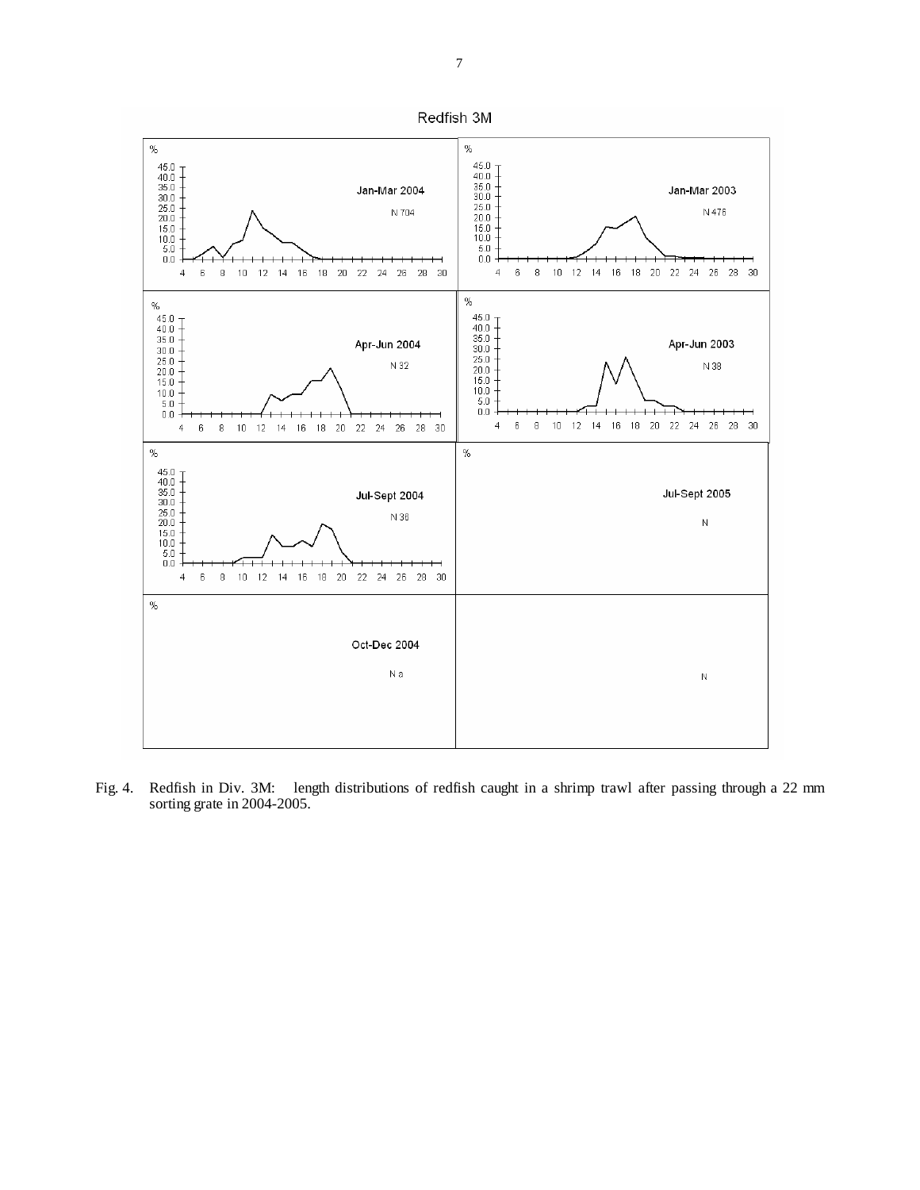Redfish 3M

Fig. 4. Redfish in Div. 3M: length distributions of redfish caught in a shrimp trawl after passing through a 22 mm sorting grate in 2004-2005.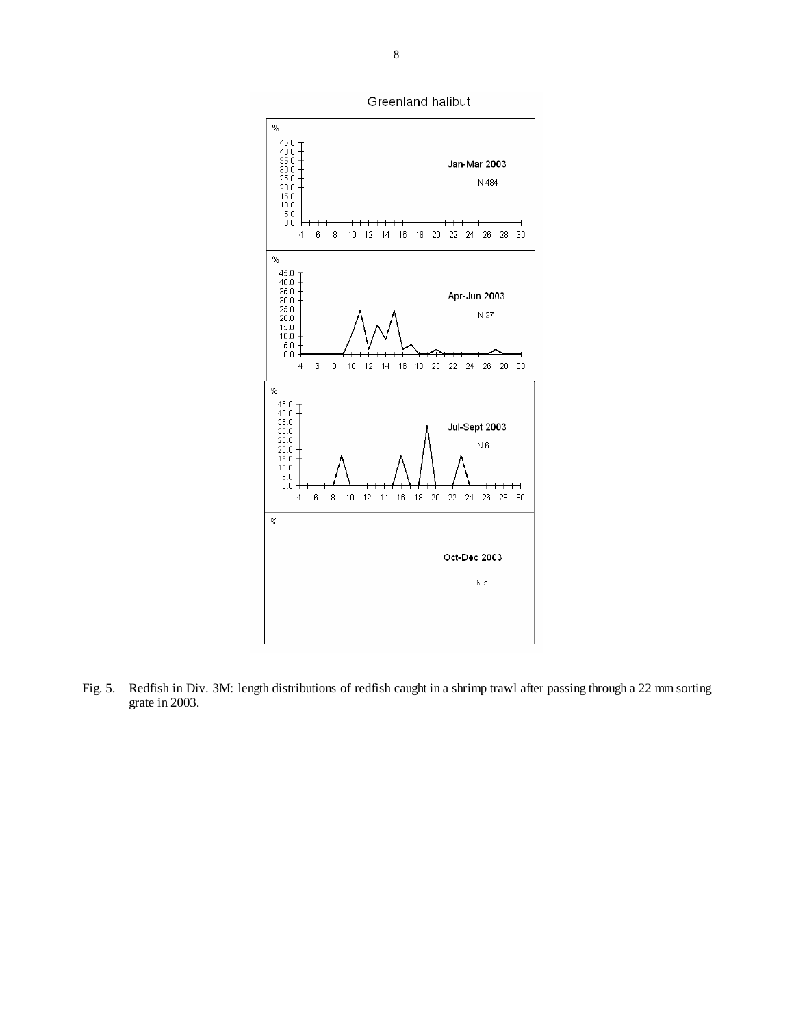Greenland halibut

Fig. 5. Redfish in Div. 3M: length distributions of redfish caught in a shrimp trawl after passing through a 22 mm sorting grate in 2003.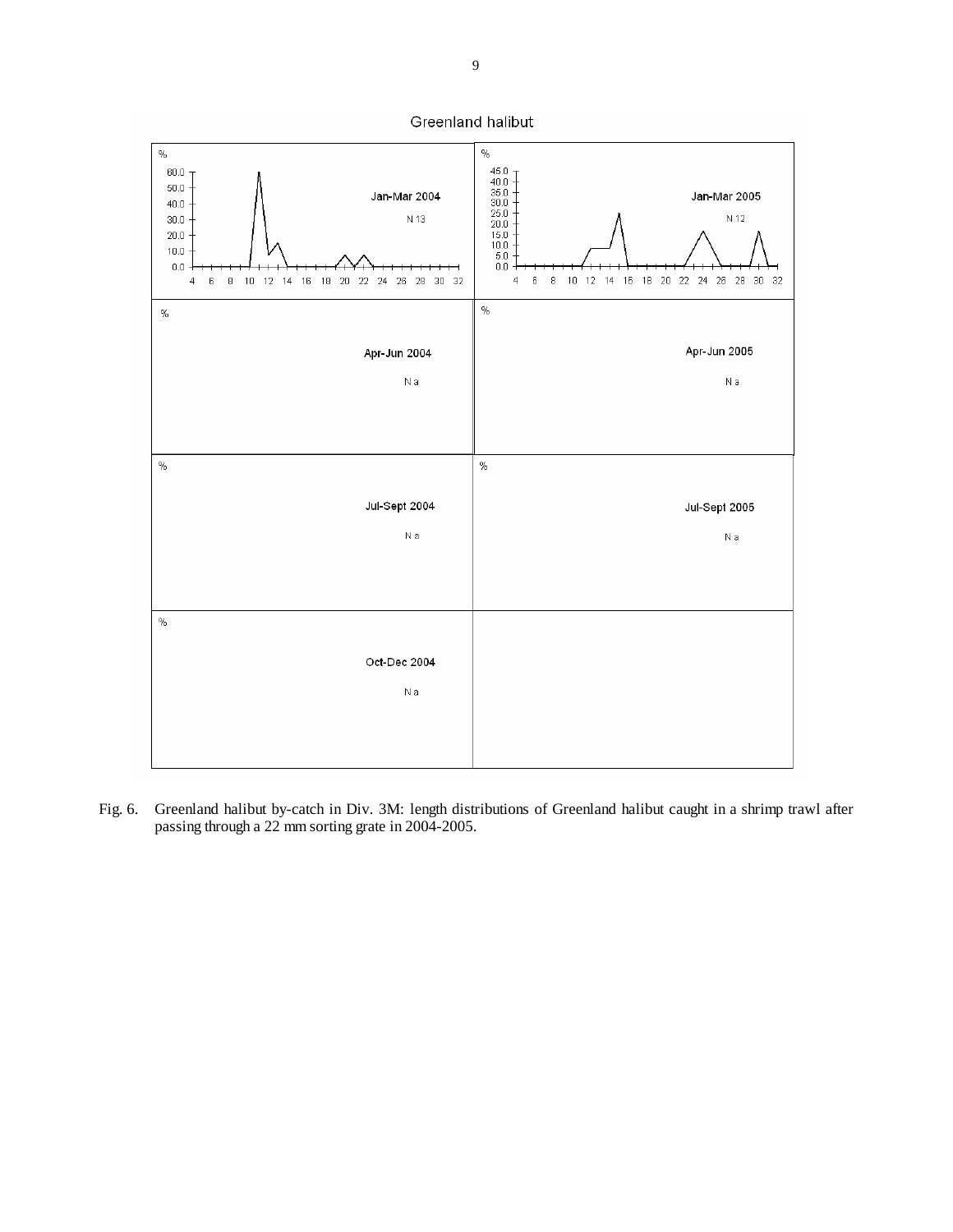Greenland halibut

%

60.0
50.0
40.0
30.0
20.0
10.0
0.0

4 6 8 10 12 14 16 18 20 22 24 26 28 30 32

Jan-Mar 2004

N 13

%

45.0
40.0
35.0
30.0
25.0
20.0
15.0
10.0
5.0
0.0

4 6 8 10 12 14 16 18 20 22 24 26 28 30 32

Jan-Mar 2005

N 12

%

Apr-Jun 2004

N a

%

Apr-Jun 2005

N a

%

Jul-Sept 2004

N a

%

Jul-Sept 2005

N a

%

Oct-Dec 2004

N a

Fig. 6. Greenland halibut by-catch in Div. 3M: length distributions of Greenland halibut caught in a shrimp trawl after passing through a 22 mm sorting grate in 2004-2005.